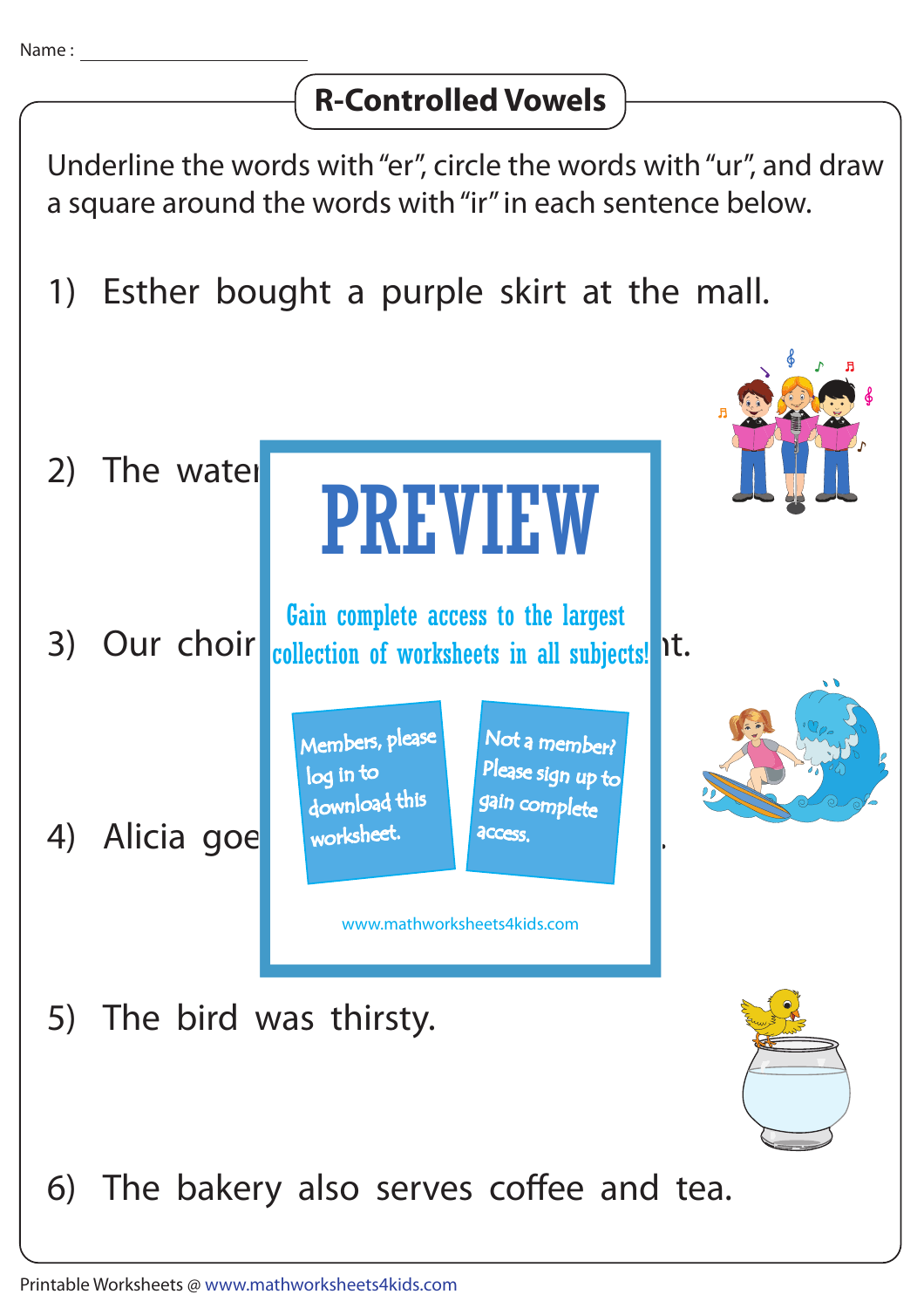Name : ___________________

## R-Controlled Vowels

Underline the words with "er", circle the words with "ur", and draw a square around the words with "ir" in each sentence below.

1) Esther bought a purple skirt at the mall.

2) The water

3) Our choir nt.

4) Alicia goe .

PREVIEW

Gain complete access to the largest collection of worksheets in all subjects!

Members, please log in to download this worksheet.

Not a member? Please sign up to gain complete access.

www.mathworksheets4kids.com

5) The bird was thirsty.

6) The bakery also serves coffee and tea.

Printable Worksheets @ www.mathworksheets4kids.com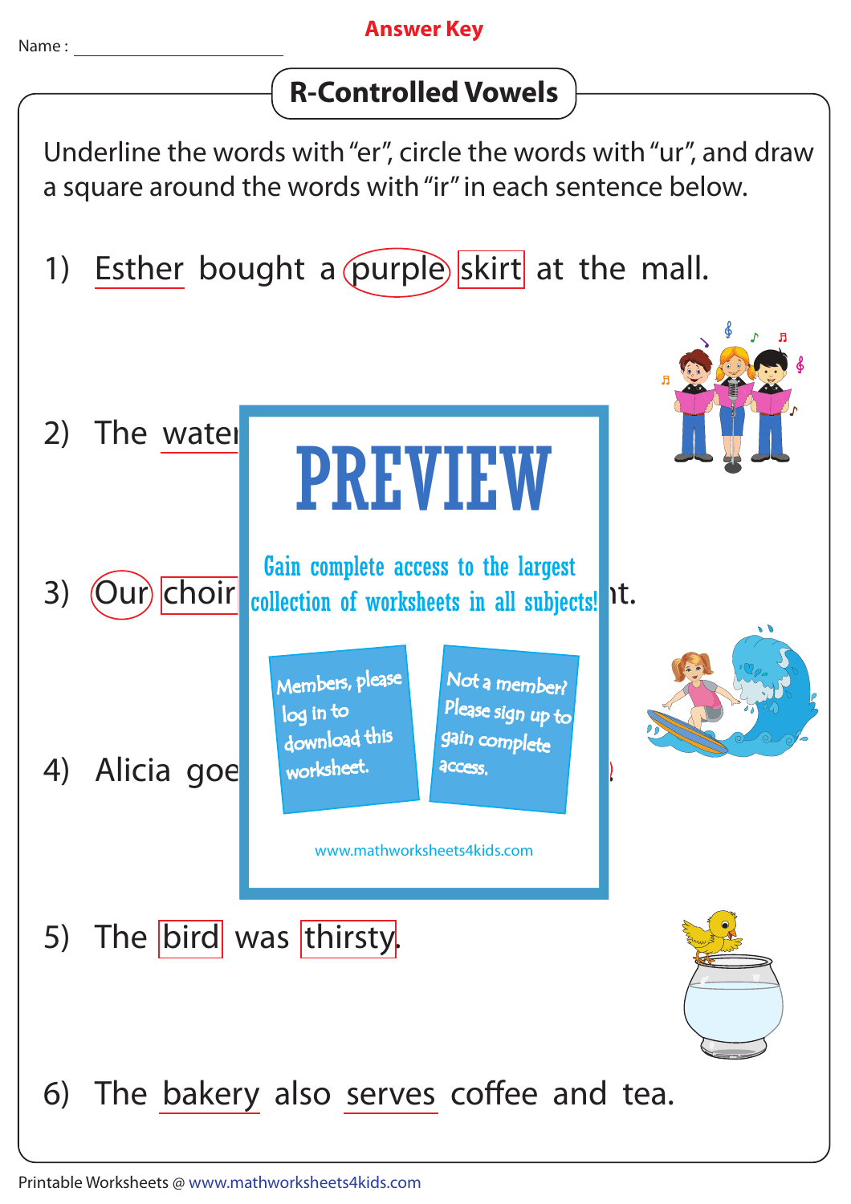Name : ________________________

Answer Key

# R-Controlled Vowels

Underline the words with "er", circle the words with "ur", and draw a square around the words with "ir" in each sentence below.

1) Esther bought a purple skirt at the mall.

2) The water

3) Our choir nt.

4) Alicia goe

PREVIEW

Gain complete access to the largest collection of worksheets in all subjects!

Members, please log in to download this worksheet.

Not a member? Please sign up to gain complete access.

www.mathworksheets4kids.com

5) The bird was thirsty.

6) The bakery also serves coffee and tea.